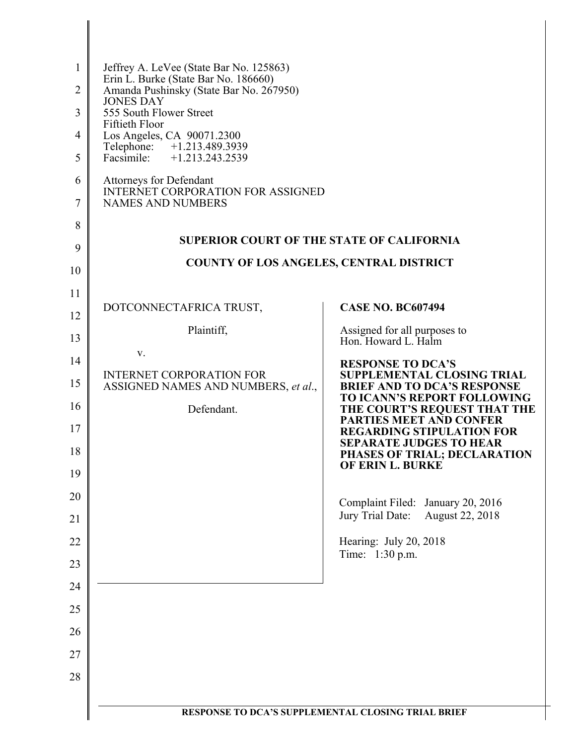Jeffrey A. LeVee (State Bar No. 125863)
Erin L. Burke (State Bar No. 186660)
Amanda Pushinsky (State Bar No. 267950)
JONES DAY
555 South Flower Street
Fiftieth Floor
Los Angeles, CA 90071.2300
Telephone: +1.213.489.3939
Facsimile: +1.213.243.2539

Attorneys for Defendant
INTERNET CORPORATION FOR ASSIGNED
NAMES AND NUMBERS

**SUPERIOR COURT OF THE STATE OF CALIFORNIA**

**COUNTY OF LOS ANGELES, CENTRAL DISTRICT**

DOTCONNECTAFRICA TRUST,

Plaintiff,

v.

INTERNET CORPORATION FOR ASSIGNED NAMES AND NUMBERS, *et al*.,

Defendant.

**CASE NO. BC607494**

Assigned for all purposes to
Hon. Howard L. Halm

**RESPONSE TO DCA'S SUPPLEMENTAL CLOSING TRIAL BRIEF AND TO DCA'S RESPONSE TO ICANN'S REPORT FOLLOWING THE COURT'S REQUEST THAT THE PARTIES MEET AND CONFER REGARDING STIPULATION FOR SEPARATE JUDGES TO HEAR PHASES OF TRIAL; DECLARATION OF ERIN L. BURKE**

Complaint Filed: January 20, 2016
Jury Trial Date: August 22, 2018

Hearing: July 20, 2018
Time: 1:30 p.m.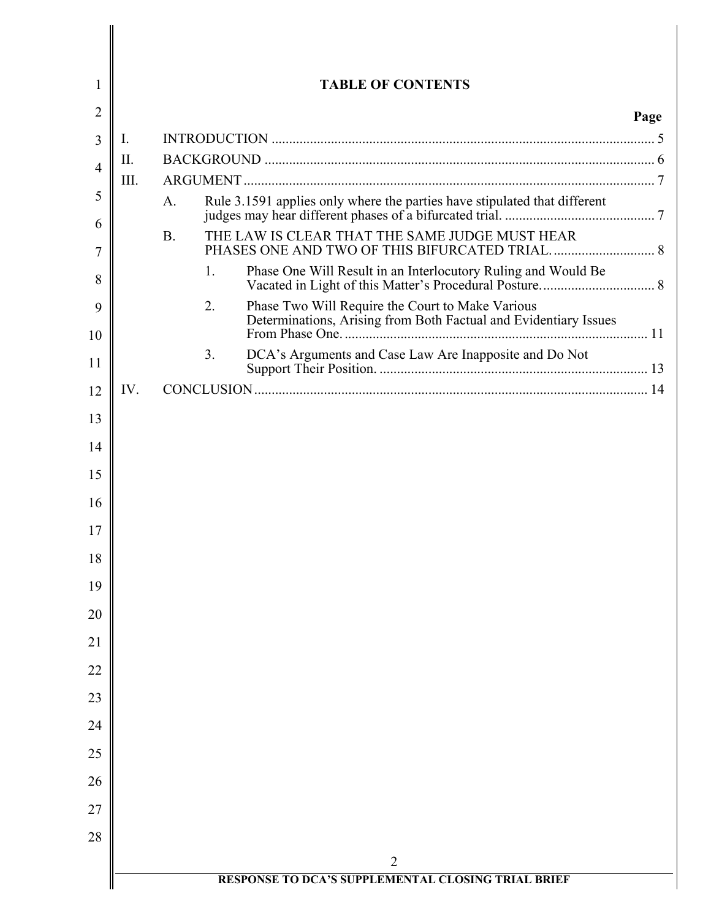# TABLE OF CONTENTS

| | | Page |
|---|---|---|
| I. | INTRODUCTION | 5 |
| II. | BACKGROUND | 6 |
| III. | ARGUMENT | 7 |
| | A. Rule 3.1591 applies only where the parties have stipulated that different judges may hear different phases of a bifurcated trial. | 7 |
| | B. THE LAW IS CLEAR THAT THE SAME JUDGE MUST HEAR PHASES ONE AND TWO OF THIS BIFURCATED TRIAL. | 8 |
| | 1. Phase One Will Result in an Interlocutory Ruling and Would Be Vacated in Light of this Matter's Procedural Posture. | 8 |
| | 2. Phase Two Will Require the Court to Make Various Determinations, Arising from Both Factual and Evidentiary Issues From Phase One. | 11 |
| | 3. DCA's Arguments and Case Law Are Inapposite and Do Not Support Their Position. | 13 |
| IV. | CONCLUSION | 14 |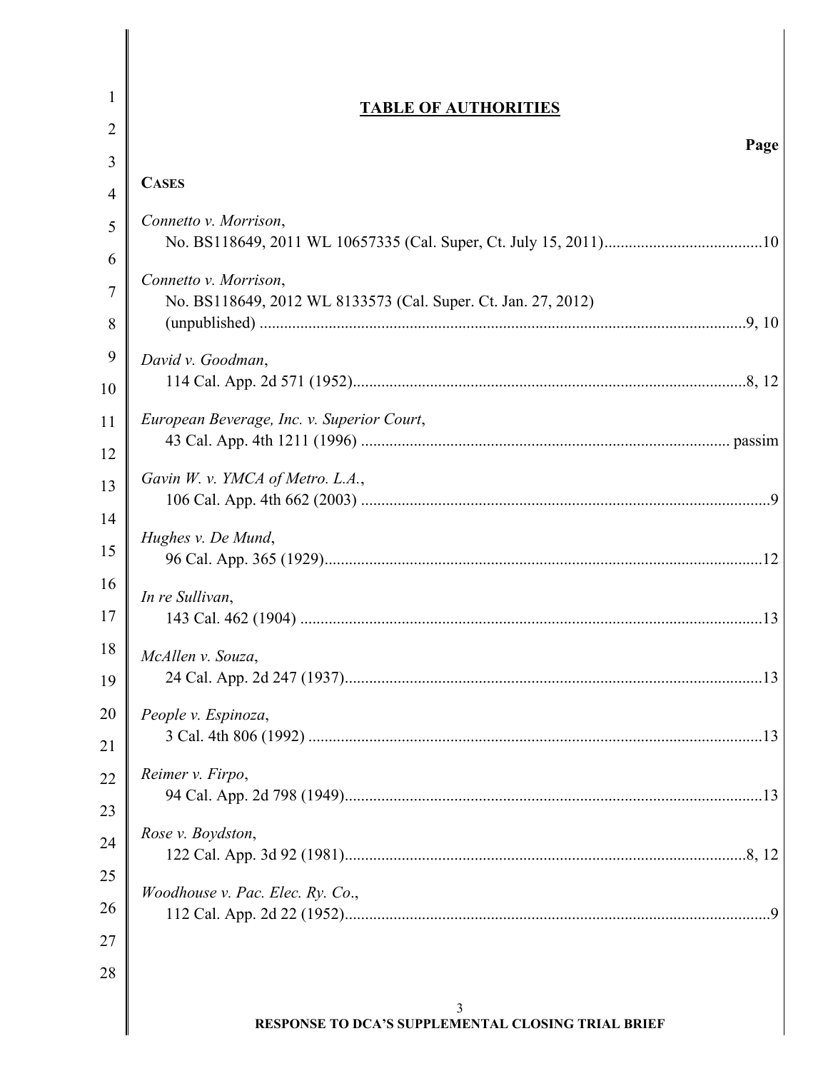## TABLE OF AUTHORITIES

| | Page |
|---|---|
| **CASES** | |
| *Connetto v. Morrison*, No. BS118649, 2011 WL 10657335 (Cal. Super, Ct. July 15, 2011) | 10 |
| *Connetto v. Morrison*, No. BS118649, 2012 WL 8133573 (Cal. Super. Ct. Jan. 27, 2012) (unpublished) | 9, 10 |
| *David v. Goodman*, 114 Cal. App. 2d 571 (1952) | 8, 12 |
| *European Beverage, Inc. v. Superior Court*, 43 Cal. App. 4th 1211 (1996) | passim |
| *Gavin W. v. YMCA of Metro. L.A.*, 106 Cal. App. 4th 662 (2003) | 9 |
| *Hughes v. De Mund*, 96 Cal. App. 365 (1929) | 12 |
| *In re Sullivan*, 143 Cal. 462 (1904) | 13 |
| *McAllen v. Souza*, 24 Cal. App. 2d 247 (1937) | 13 |
| *People v. Espinoza*, 3 Cal. 4th 806 (1992) | 13 |
| *Reimer v. Firpo*, 94 Cal. App. 2d 798 (1949) | 13 |
| *Rose v. Boydston*, 122 Cal. App. 3d 92 (1981) | 8, 12 |
| *Woodhouse v. Pac. Elec. Ry. Co.*, 112 Cal. App. 2d 22 (1952) | 9 |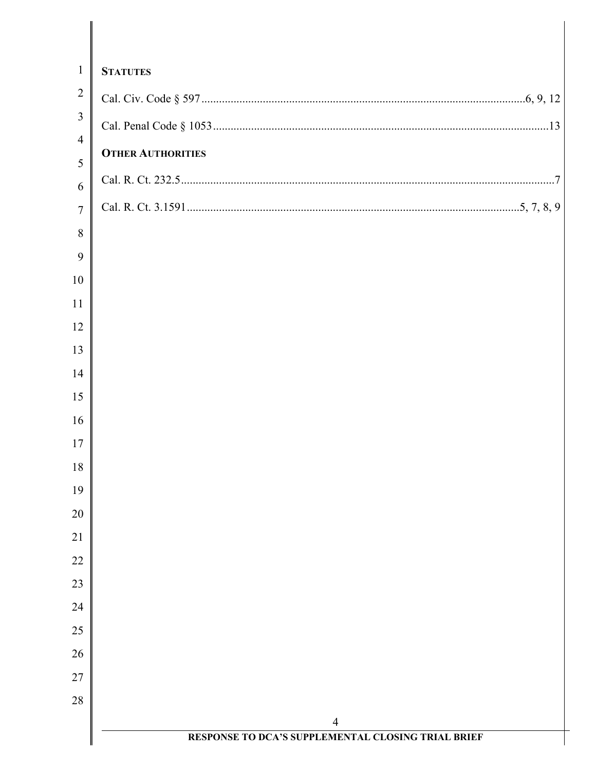**STATUTES**

Cal. Civ. Code § 597 ........................................................................................................6, 9, 12

Cal. Penal Code § 1053 ...................................................................................................................13

**OTHER AUTHORITIES**

Cal. R. Ct. 232.5 .................................................................................................................................7

Cal. R. Ct. 3.1591 ...................................................................................................................5, 7, 8, 9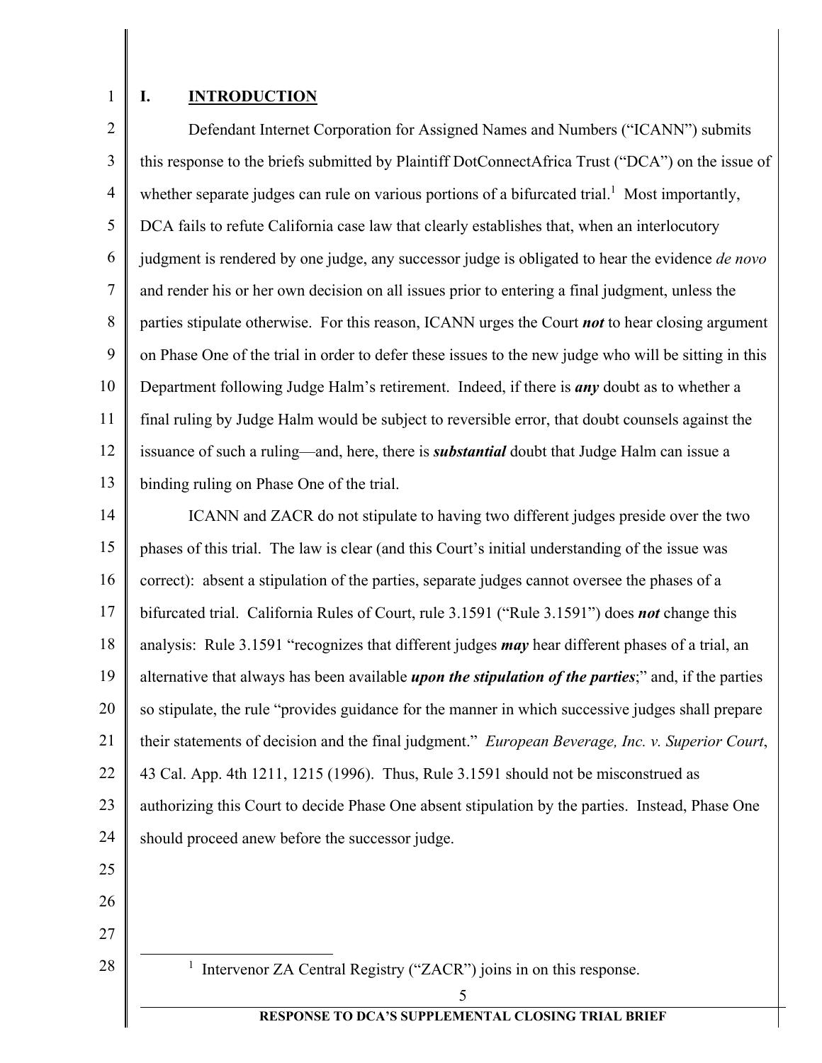# I. INTRODUCTION

Defendant Internet Corporation for Assigned Names and Numbers ("ICANN") submits this response to the briefs submitted by Plaintiff DotConnectAfrica Trust ("DCA") on the issue of whether separate judges can rule on various portions of a bifurcated trial.[1] Most importantly, DCA fails to refute California case law that clearly establishes that, when an interlocutory judgment is rendered by one judge, any successor judge is obligated to hear the evidence *de novo* and render his or her own decision on all issues prior to entering a final judgment, unless the parties stipulate otherwise. For this reason, ICANN urges the Court ***not*** to hear closing argument on Phase One of the trial in order to defer these issues to the new judge who will be sitting in this Department following Judge Halm's retirement. Indeed, if there is ***any*** doubt as to whether a final ruling by Judge Halm would be subject to reversible error, that doubt counsels against the issuance of such a ruling—and, here, there is ***substantial*** doubt that Judge Halm can issue a binding ruling on Phase One of the trial.

ICANN and ZACR do not stipulate to having two different judges preside over the two phases of this trial. The law is clear (and this Court's initial understanding of the issue was correct): absent a stipulation of the parties, separate judges cannot oversee the phases of a bifurcated trial. California Rules of Court, rule 3.1591 ("Rule 3.1591") does ***not*** change this analysis: Rule 3.1591 "recognizes that different judges ***may*** hear different phases of a trial, an alternative that always has been available ***upon the stipulation of the parties***;" and, if the parties so stipulate, the rule "provides guidance for the manner in which successive judges shall prepare their statements of decision and the final judgment." *European Beverage, Inc. v. Superior Court*, 43 Cal. App. 4th 1211, 1215 (1996). Thus, Rule 3.1591 should not be misconstrued as authorizing this Court to decide Phase One absent stipulation by the parties. Instead, Phase One should proceed anew before the successor judge.

[1] Intervenor ZA Central Registry ("ZACR") joins in on this response.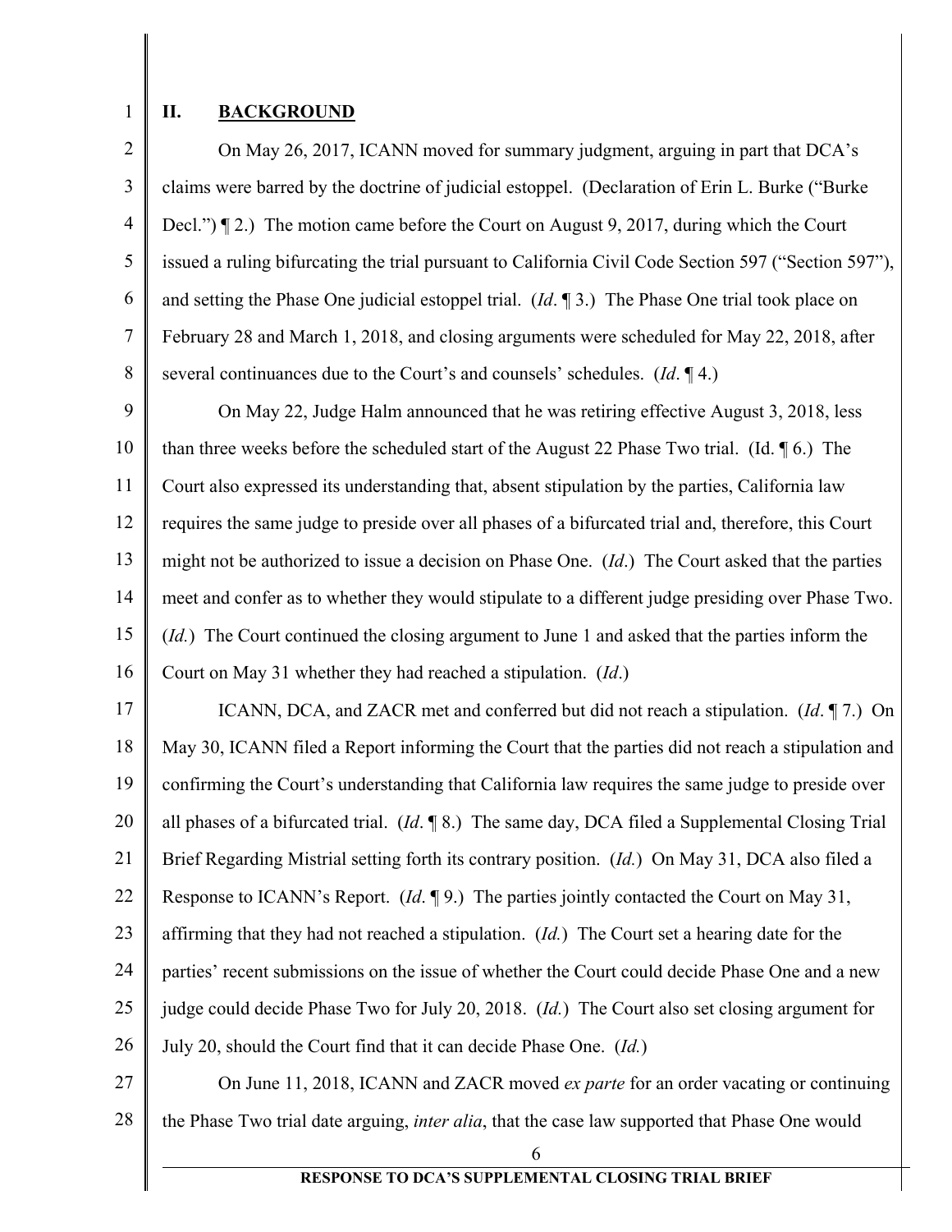## II. BACKGROUND

On May 26, 2017, ICANN moved for summary judgment, arguing in part that DCA's claims were barred by the doctrine of judicial estoppel. (Declaration of Erin L. Burke ("Burke Decl.") ¶ 2.) The motion came before the Court on August 9, 2017, during which the Court issued a ruling bifurcating the trial pursuant to California Civil Code Section 597 ("Section 597"), and setting the Phase One judicial estoppel trial. (*Id*. ¶ 3.) The Phase One trial took place on February 28 and March 1, 2018, and closing arguments were scheduled for May 22, 2018, after several continuances due to the Court's and counsels' schedules. (*Id*. ¶ 4.)

On May 22, Judge Halm announced that he was retiring effective August 3, 2018, less than three weeks before the scheduled start of the August 22 Phase Two trial. (Id. ¶ 6.) The Court also expressed its understanding that, absent stipulation by the parties, California law requires the same judge to preside over all phases of a bifurcated trial and, therefore, this Court might not be authorized to issue a decision on Phase One. (*Id*.) The Court asked that the parties meet and confer as to whether they would stipulate to a different judge presiding over Phase Two. (*Id.*) The Court continued the closing argument to June 1 and asked that the parties inform the Court on May 31 whether they had reached a stipulation. (*Id*.)

ICANN, DCA, and ZACR met and conferred but did not reach a stipulation. (*Id*. ¶ 7.) On May 30, ICANN filed a Report informing the Court that the parties did not reach a stipulation and confirming the Court's understanding that California law requires the same judge to preside over all phases of a bifurcated trial. (*Id*. ¶ 8.) The same day, DCA filed a Supplemental Closing Trial Brief Regarding Mistrial setting forth its contrary position. (*Id.*) On May 31, DCA also filed a Response to ICANN's Report. (*Id*. ¶ 9.) The parties jointly contacted the Court on May 31, affirming that they had not reached a stipulation. (*Id.*) The Court set a hearing date for the parties' recent submissions on the issue of whether the Court could decide Phase One and a new judge could decide Phase Two for July 20, 2018. (*Id.*) The Court also set closing argument for July 20, should the Court find that it can decide Phase One. (*Id.*)

On June 11, 2018, ICANN and ZACR moved *ex parte* for an order vacating or continuing the Phase Two trial date arguing, *inter alia*, that the case law supported that Phase One would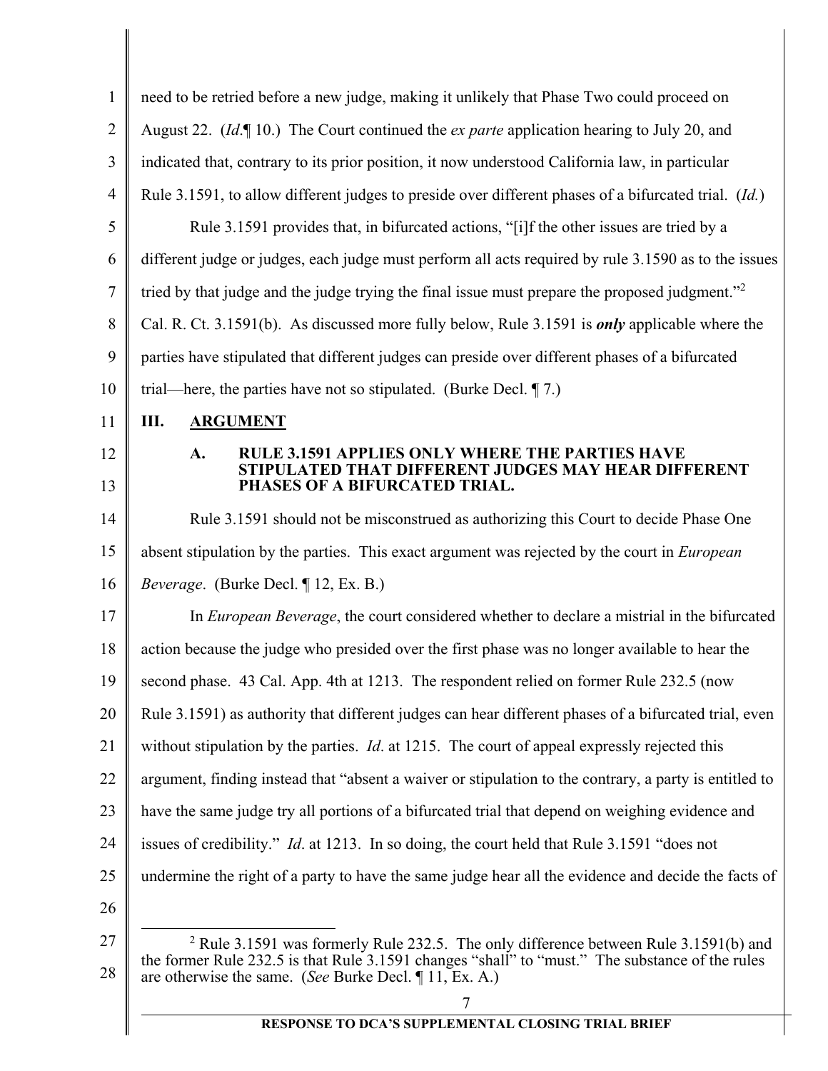need to be retried before a new judge, making it unlikely that Phase Two could proceed on August 22. (*Id*.¶ 10.) The Court continued the *ex parte* application hearing to July 20, and indicated that, contrary to its prior position, it now understood California law, in particular Rule 3.1591, to allow different judges to preside over different phases of a bifurcated trial. (*Id.*)

Rule 3.1591 provides that, in bifurcated actions, "[i]f the other issues are tried by a different judge or judges, each judge must perform all acts required by rule 3.1590 as to the issues tried by that judge and the judge trying the final issue must prepare the proposed judgment."[2] Cal. R. Ct. 3.1591(b). As discussed more fully below, Rule 3.1591 is ***only*** applicable where the parties have stipulated that different judges can preside over different phases of a bifurcated trial—here, the parties have not so stipulated. (Burke Decl. ¶ 7.)

## III. ARGUMENT

### A. RULE 3.1591 APPLIES ONLY WHERE THE PARTIES HAVE STIPULATED THAT DIFFERENT JUDGES MAY HEAR DIFFERENT PHASES OF A BIFURCATED TRIAL.

Rule 3.1591 should not be misconstrued as authorizing this Court to decide Phase One absent stipulation by the parties. This exact argument was rejected by the court in *European Beverage*. (Burke Decl. ¶ 12, Ex. B.)

In *European Beverage*, the court considered whether to declare a mistrial in the bifurcated action because the judge who presided over the first phase was no longer available to hear the second phase. 43 Cal. App. 4th at 1213. The respondent relied on former Rule 232.5 (now Rule 3.1591) as authority that different judges can hear different phases of a bifurcated trial, even without stipulation by the parties. *Id*. at 1215. The court of appeal expressly rejected this argument, finding instead that "absent a waiver or stipulation to the contrary, a party is entitled to have the same judge try all portions of a bifurcated trial that depend on weighing evidence and issues of credibility." *Id*. at 1213. In so doing, the court held that Rule 3.1591 "does not undermine the right of a party to have the same judge hear all the evidence and decide the facts of

---

[2] Rule 3.1591 was formerly Rule 232.5. The only difference between Rule 3.1591(b) and the former Rule 232.5 is that Rule 3.1591 changes "shall" to "must." The substance of the rules are otherwise the same. (*See* Burke Decl. ¶ 11, Ex. A.)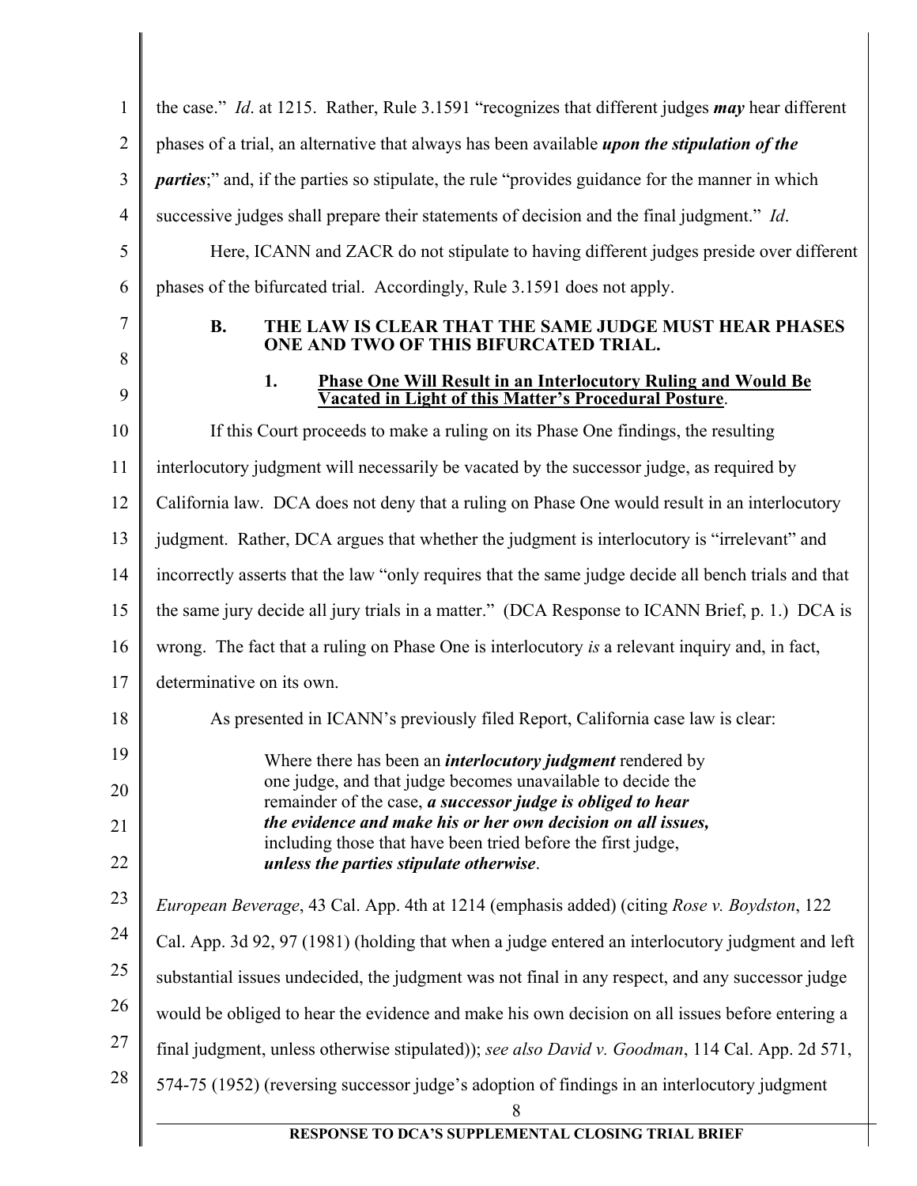the case." *Id*. at 1215. Rather, Rule 3.1591 "recognizes that different judges ***may*** hear different phases of a trial, an alternative that always has been available ***upon the stipulation of the parties***;" and, if the parties so stipulate, the rule "provides guidance for the manner in which successive judges shall prepare their statements of decision and the final judgment." *Id*.

Here, ICANN and ZACR do not stipulate to having different judges preside over different phases of the bifurcated trial. Accordingly, Rule 3.1591 does not apply.

### B. THE LAW IS CLEAR THAT THE SAME JUDGE MUST HEAR PHASES ONE AND TWO OF THIS BIFURCATED TRIAL.

#### 1. Phase One Will Result in an Interlocutory Ruling and Would Be Vacated in Light of this Matter's Procedural Posture.

If this Court proceeds to make a ruling on its Phase One findings, the resulting interlocutory judgment will necessarily be vacated by the successor judge, as required by California law. DCA does not deny that a ruling on Phase One would result in an interlocutory judgment. Rather, DCA argues that whether the judgment is interlocutory is "irrelevant" and incorrectly asserts that the law "only requires that the same judge decide all bench trials and that the same jury decide all jury trials in a matter." (DCA Response to ICANN Brief, p. 1.) DCA is wrong. The fact that a ruling on Phase One is interlocutory *is* a relevant inquiry and, in fact, determinative on its own.

As presented in ICANN's previously filed Report, California case law is clear:

> Where there has been an ***interlocutory judgment*** rendered by one judge, and that judge becomes unavailable to decide the remainder of the case, ***a successor judge is obliged to hear the evidence and make his or her own decision on all issues,*** including those that have been tried before the first judge, ***unless the parties stipulate otherwise***.

*European Beverage*, 43 Cal. App. 4th at 1214 (emphasis added) (citing *Rose v. Boydston*, 122 Cal. App. 3d 92, 97 (1981) (holding that when a judge entered an interlocutory judgment and left substantial issues undecided, the judgment was not final in any respect, and any successor judge would be obliged to hear the evidence and make his own decision on all issues before entering a final judgment, unless otherwise stipulated)); *see also David v. Goodman*, 114 Cal. App. 2d 571, 574-75 (1952) (reversing successor judge's adoption of findings in an interlocutory judgment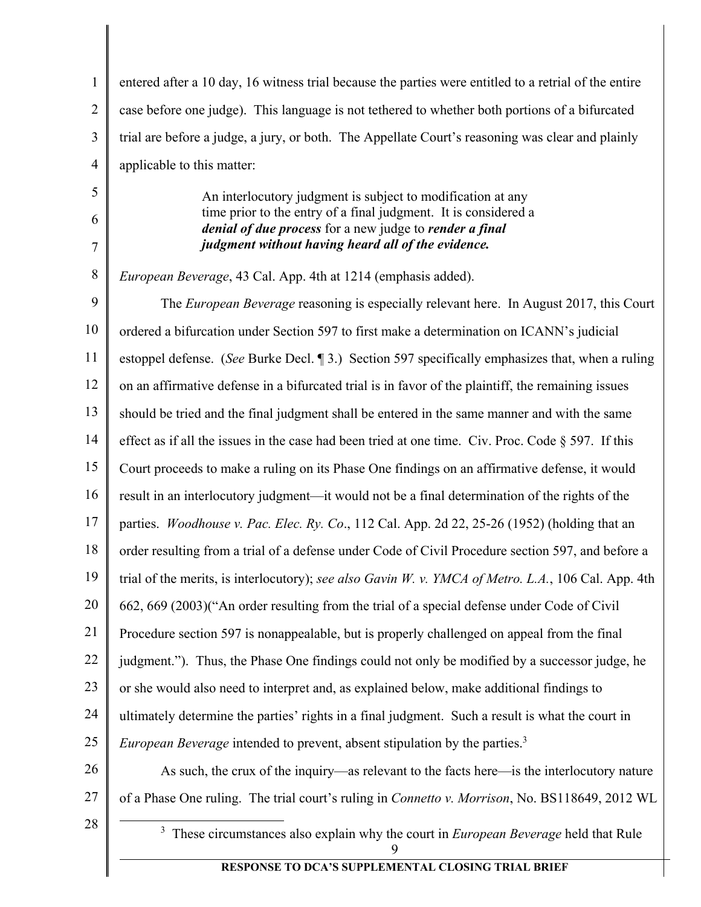entered after a 10 day, 16 witness trial because the parties were entitled to a retrial of the entire case before one judge). This language is not tethered to whether both portions of a bifurcated trial are before a judge, a jury, or both. The Appellate Court's reasoning was clear and plainly applicable to this matter:

> An interlocutory judgment is subject to modification at any time prior to the entry of a final judgment. It is considered a ***denial of due process*** for a new judge to ***render a final judgment without having heard all of the evidence.***

*European Beverage*, 43 Cal. App. 4th at 1214 (emphasis added).

The *European Beverage* reasoning is especially relevant here. In August 2017, this Court ordered a bifurcation under Section 597 to first make a determination on ICANN's judicial estoppel defense. (*See* Burke Decl. ¶ 3.) Section 597 specifically emphasizes that, when a ruling on an affirmative defense in a bifurcated trial is in favor of the plaintiff, the remaining issues should be tried and the final judgment shall be entered in the same manner and with the same effect as if all the issues in the case had been tried at one time. Civ. Proc. Code § 597. If this Court proceeds to make a ruling on its Phase One findings on an affirmative defense, it would result in an interlocutory judgment—it would not be a final determination of the rights of the parties. *Woodhouse v. Pac. Elec. Ry. Co*., 112 Cal. App. 2d 22, 25-26 (1952) (holding that an order resulting from a trial of a defense under Code of Civil Procedure section 597, and before a trial of the merits, is interlocutory); *see also Gavin W. v. YMCA of Metro. L.A.*, 106 Cal. App. 4th 662, 669 (2003)("An order resulting from the trial of a special defense under Code of Civil Procedure section 597 is nonappealable, but is properly challenged on appeal from the final judgment."). Thus, the Phase One findings could not only be modified by a successor judge, he or she would also need to interpret and, as explained below, make additional findings to ultimately determine the parties' rights in a final judgment. Such a result is what the court in *European Beverage* intended to prevent, absent stipulation by the parties.[3]

As such, the crux of the inquiry—as relevant to the facts here—is the interlocutory nature of a Phase One ruling. The trial court's ruling in *Connetto v. Morrison*, No. BS118649, 2012 WL

---

[3] These circumstances also explain why the court in *European Beverage* held that Rule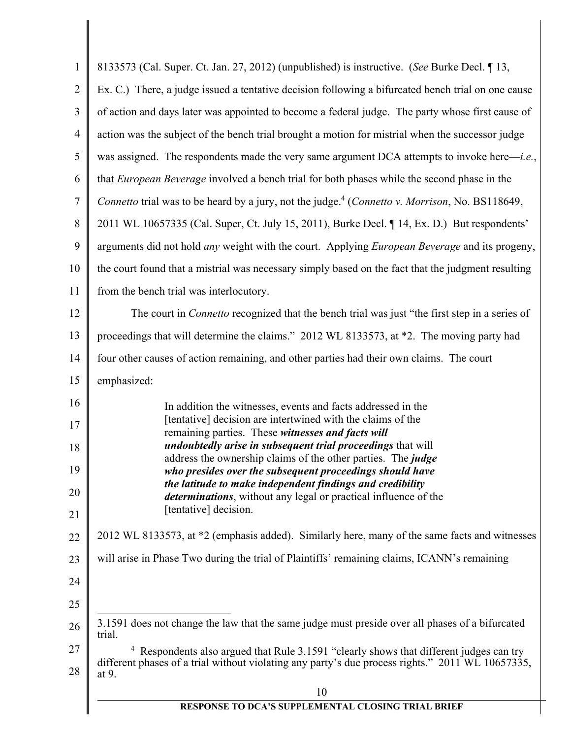8133573 (Cal. Super. Ct. Jan. 27, 2012) (unpublished) is instructive. (*See* Burke Decl. ¶ 13, Ex. C.) There, a judge issued a tentative decision following a bifurcated bench trial on one cause of action and days later was appointed to become a federal judge. The party whose first cause of action was the subject of the bench trial brought a motion for mistrial when the successor judge was assigned. The respondents made the very same argument DCA attempts to invoke here—*i.e.*, that *European Beverage* involved a bench trial for both phases while the second phase in the *Connetto* trial was to be heard by a jury, not the judge.[4] (*Connetto v. Morrison*, No. BS118649, 2011 WL 10657335 (Cal. Super, Ct. July 15, 2011), Burke Decl. ¶ 14, Ex. D.) But respondents' arguments did not hold *any* weight with the court. Applying *European Beverage* and its progeny, the court found that a mistrial was necessary simply based on the fact that the judgment resulting from the bench trial was interlocutory.

The court in *Connetto* recognized that the bench trial was just "the first step in a series of proceedings that will determine the claims." 2012 WL 8133573, at *2. The moving party had four other causes of action remaining, and other parties had their own claims. The court emphasized:

> In addition the witnesses, events and facts addressed in the [tentative] decision are intertwined with the claims of the remaining parties. These ***witnesses and facts will undoubtedly arise in subsequent trial proceedings*** that will address the ownership claims of the other parties. The ***judge who presides over the subsequent proceedings should have the latitude to make independent findings and credibility determinations***, without any legal or practical influence of the [tentative] decision.

2012 WL 8133573, at *2 (emphasis added). Similarly here, many of the same facts and witnesses will arise in Phase Two during the trial of Plaintiffs' remaining claims, ICANN's remaining

---

3.1591 does not change the law that the same judge must preside over all phases of a bifurcated trial.

[4] Respondents also argued that Rule 3.1591 "clearly shows that different judges can try different phases of a trial without violating any party's due process rights." 2011 WL 10657335, at 9.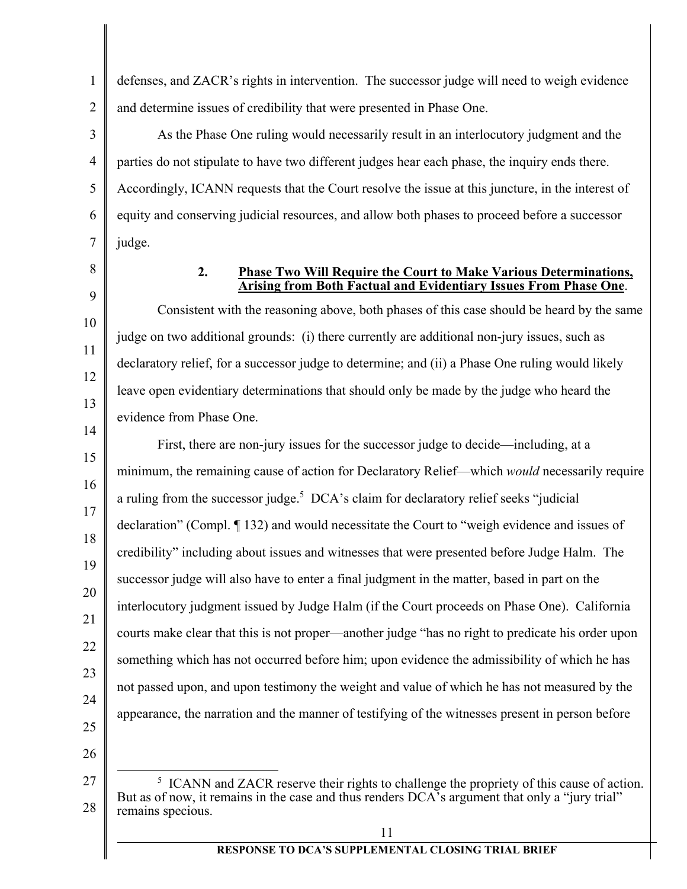defenses, and ZACR's rights in intervention. The successor judge will need to weigh evidence and determine issues of credibility that were presented in Phase One.

As the Phase One ruling would necessarily result in an interlocutory judgment and the parties do not stipulate to have two different judges hear each phase, the inquiry ends there. Accordingly, ICANN requests that the Court resolve the issue at this juncture, in the interest of equity and conserving judicial resources, and allow both phases to proceed before a successor judge.

### 2. <u>Phase Two Will Require the Court to Make Various Determinations, Arising from Both Factual and Evidentiary Issues From Phase One</u>.

Consistent with the reasoning above, both phases of this case should be heard by the same judge on two additional grounds: (i) there currently are additional non-jury issues, such as declaratory relief, for a successor judge to determine; and (ii) a Phase One ruling would likely leave open evidentiary determinations that should only be made by the judge who heard the evidence from Phase One.

First, there are non-jury issues for the successor judge to decide—including, at a minimum, the remaining cause of action for Declaratory Relief—which *would* necessarily require a ruling from the successor judge.[5] DCA's claim for declaratory relief seeks "judicial declaration" (Compl. ¶ 132) and would necessitate the Court to "weigh evidence and issues of credibility" including about issues and witnesses that were presented before Judge Halm. The successor judge will also have to enter a final judgment in the matter, based in part on the interlocutory judgment issued by Judge Halm (if the Court proceeds on Phase One). California courts make clear that this is not proper—another judge "has no right to predicate his order upon something which has not occurred before him; upon evidence the admissibility of which he has not passed upon, and upon testimony the weight and value of which he has not measured by the appearance, the narration and the manner of testifying of the witnesses present in person before

---

[5] ICANN and ZACR reserve their rights to challenge the propriety of this cause of action. But as of now, it remains in the case and thus renders DCA's argument that only a "jury trial" remains specious.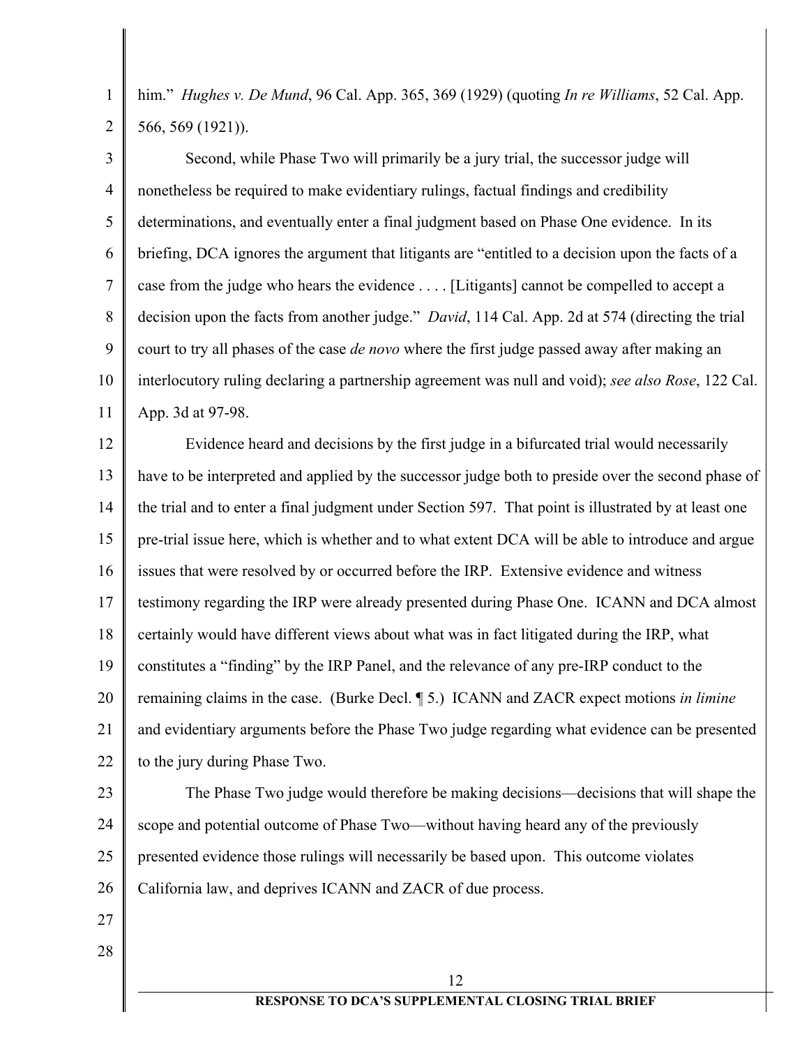him." *Hughes v. De Mund*, 96 Cal. App. 365, 369 (1929) (quoting *In re Williams*, 52 Cal. App. 566, 569 (1921)).

Second, while Phase Two will primarily be a jury trial, the successor judge will nonetheless be required to make evidentiary rulings, factual findings and credibility determinations, and eventually enter a final judgment based on Phase One evidence. In its briefing, DCA ignores the argument that litigants are "entitled to a decision upon the facts of a case from the judge who hears the evidence . . . . [Litigants] cannot be compelled to accept a decision upon the facts from another judge." *David*, 114 Cal. App. 2d at 574 (directing the trial court to try all phases of the case *de novo* where the first judge passed away after making an interlocutory ruling declaring a partnership agreement was null and void); *see also Rose*, 122 Cal. App. 3d at 97-98.

Evidence heard and decisions by the first judge in a bifurcated trial would necessarily have to be interpreted and applied by the successor judge both to preside over the second phase of the trial and to enter a final judgment under Section 597. That point is illustrated by at least one pre-trial issue here, which is whether and to what extent DCA will be able to introduce and argue issues that were resolved by or occurred before the IRP. Extensive evidence and witness testimony regarding the IRP were already presented during Phase One. ICANN and DCA almost certainly would have different views about what was in fact litigated during the IRP, what constitutes a "finding" by the IRP Panel, and the relevance of any pre-IRP conduct to the remaining claims in the case. (Burke Decl. ¶ 5.) ICANN and ZACR expect motions *in limine* and evidentiary arguments before the Phase Two judge regarding what evidence can be presented to the jury during Phase Two.

The Phase Two judge would therefore be making decisions—decisions that will shape the scope and potential outcome of Phase Two—without having heard any of the previously presented evidence those rulings will necessarily be based upon. This outcome violates California law, and deprives ICANN and ZACR of due process.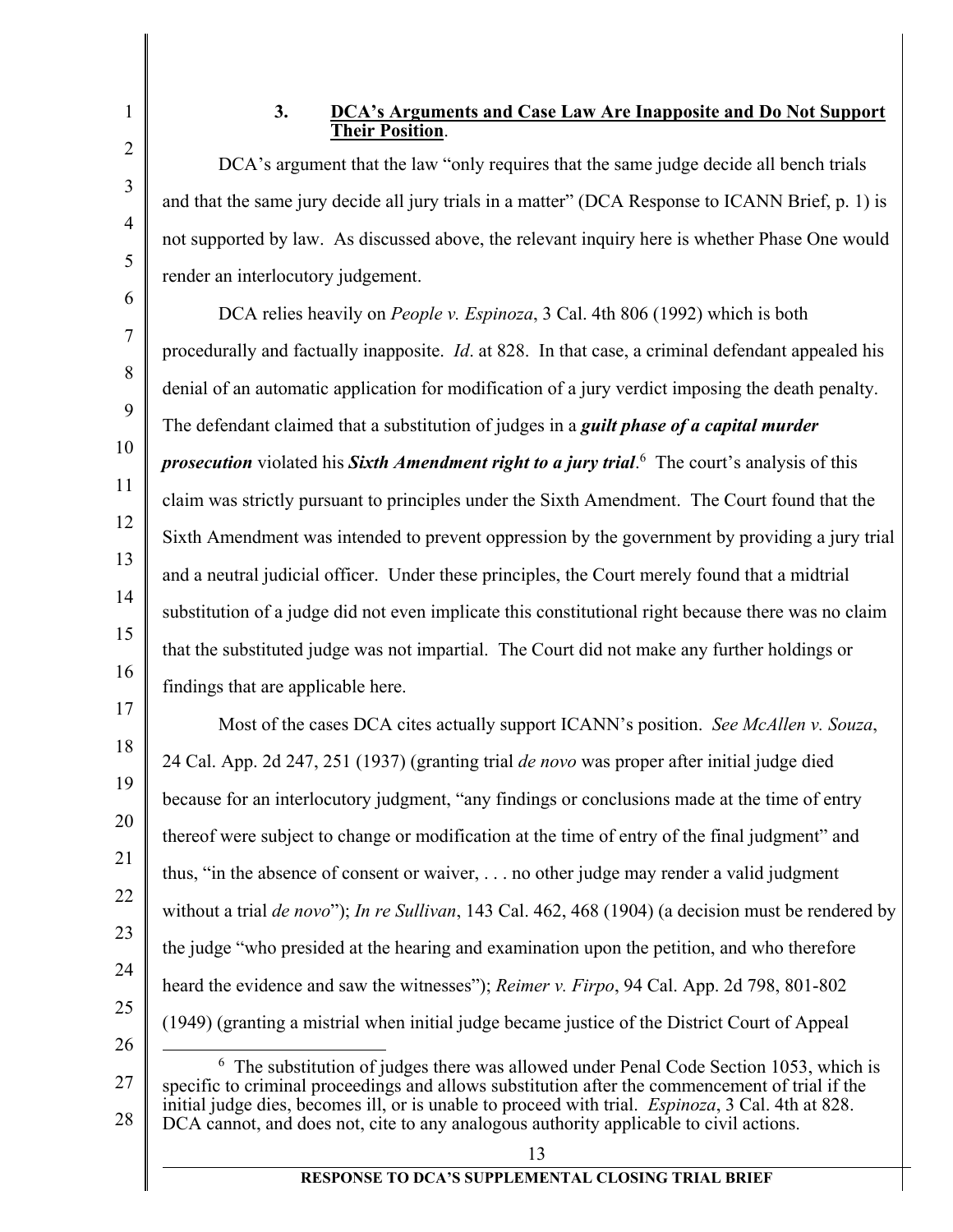### 3. **<u>DCA's Arguments and Case Law Are Inapposite and Do Not Support Their Position</u>**.

DCA's argument that the law "only requires that the same judge decide all bench trials and that the same jury decide all jury trials in a matter" (DCA Response to ICANN Brief, p. 1) is not supported by law. As discussed above, the relevant inquiry here is whether Phase One would render an interlocutory judgement.

DCA relies heavily on *People v. Espinoza*, 3 Cal. 4th 806 (1992) which is both procedurally and factually inapposite. *Id*. at 828. In that case, a criminal defendant appealed his denial of an automatic application for modification of a jury verdict imposing the death penalty. The defendant claimed that a substitution of judges in a ***guilt phase of a capital murder prosecution*** violated his ***Sixth Amendment right to a jury trial***.[6] The court's analysis of this claim was strictly pursuant to principles under the Sixth Amendment. The Court found that the Sixth Amendment was intended to prevent oppression by the government by providing a jury trial and a neutral judicial officer. Under these principles, the Court merely found that a midtrial substitution of a judge did not even implicate this constitutional right because there was no claim that the substituted judge was not impartial. The Court did not make any further holdings or findings that are applicable here.

Most of the cases DCA cites actually support ICANN's position. *See McAllen v. Souza*, 24 Cal. App. 2d 247, 251 (1937) (granting trial *de novo* was proper after initial judge died because for an interlocutory judgment, "any findings or conclusions made at the time of entry thereof were subject to change or modification at the time of entry of the final judgment" and thus, "in the absence of consent or waiver, . . . no other judge may render a valid judgment without a trial *de novo*"); *In re Sullivan*, 143 Cal. 462, 468 (1904) (a decision must be rendered by the judge "who presided at the hearing and examination upon the petition, and who therefore heard the evidence and saw the witnesses"); *Reimer v. Firpo*, 94 Cal. App. 2d 798, 801-802 (1949) (granting a mistrial when initial judge became justice of the District Court of Appeal

---

[6] The substitution of judges there was allowed under Penal Code Section 1053, which is specific to criminal proceedings and allows substitution after the commencement of trial if the initial judge dies, becomes ill, or is unable to proceed with trial. *Espinoza*, 3 Cal. 4th at 828. DCA cannot, and does not, cite to any analogous authority applicable to civil actions.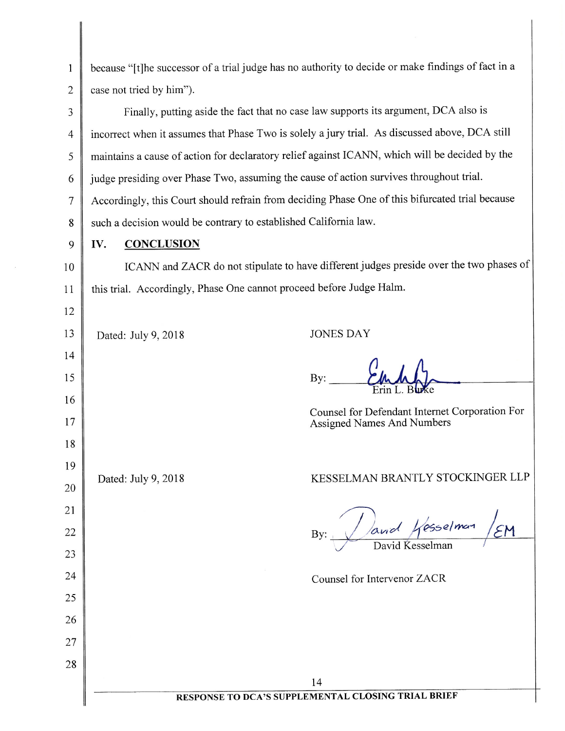because "[t]he successor of a trial judge has no authority to decide or make findings of fact in a case not tried by him").

Finally, putting aside the fact that no case law supports its argument, DCA also is incorrect when it assumes that Phase Two is solely a jury trial. As discussed above, DCA still maintains a cause of action for declaratory relief against ICANN, which will be decided by the judge presiding over Phase Two, assuming the cause of action survives throughout trial. Accordingly, this Court should refrain from deciding Phase One of this bifurcated trial because such a decision would be contrary to established California law.

## IV. CONCLUSION

ICANN and ZACR do not stipulate to have different judges preside over the two phases of this trial. Accordingly, Phase One cannot proceed before Judge Halm.

Dated: July 9, 2018

JONES DAY

By: Erin L. Burke

Counsel for Defendant Internet Corporation For Assigned Names And Numbers

Dated: July 9, 2018

KESSELMAN BRANTLY STOCKINGER LLP

By: David Kesselman /EM

David Kesselman

Counsel for Intervenor ZACR

RESPONSE TO DCA'S SUPPLEMENTAL CLOSING TRIAL BRIEF